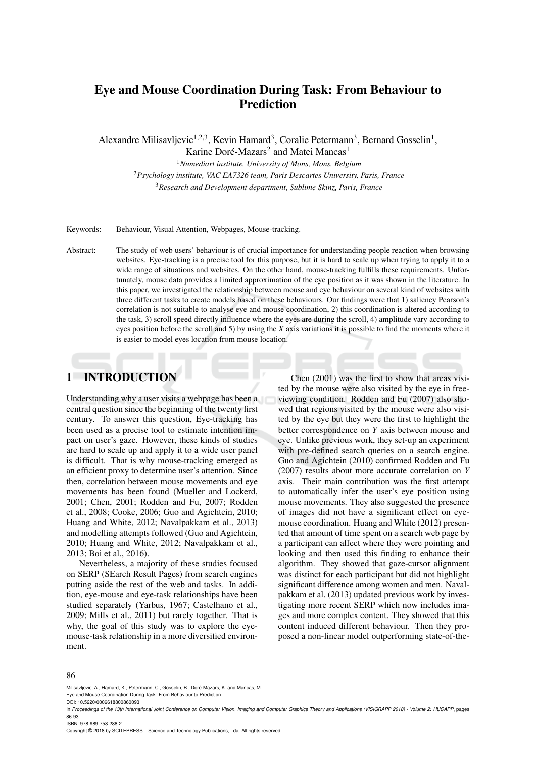# Eye and Mouse Coordination During Task: From Behaviour to Prediction

Alexandre Milisavljevic[1,2,3], Kevin Hamard[3], Coralie Petermann[3], Bernard Gosselin[1], Karine Doré-Mazars[2] and Matei Mancas[1]

[1] *Numediart institute, University of Mons, Mons, Belgium*
[2] *Psychology institute, VAC EA7326 team, Paris Descartes University, Paris, France*
[3] *Research and Development department, Sublime Skinz, Paris, France*

Keywords: Behaviour, Visual Attention, Webpages, Mouse-tracking.

Abstract: The study of web users' behaviour is of crucial importance for understanding people reaction when browsing websites. Eye-tracking is a precise tool for this purpose, but it is hard to scale up when trying to apply it to a wide range of situations and websites. On the other hand, mouse-tracking fulfills these requirements. Unfortunately, mouse data provides a limited approximation of the eye position as it was shown in the literature. In this paper, we investigated the relationship between mouse and eye behaviour on several kind of websites with three different tasks to create models based on these behaviours. Our findings were that 1) saliency Pearson's correlation is not suitable to analyse eye and mouse coordination, 2) this coordination is altered according to the task, 3) scroll speed directly influence where the eyes are during the scroll, 4) amplitude vary according to eyes position before the scroll and 5) by using the *X* axis variations it is possible to find the moments where it is easier to model eyes location from mouse location.

## 1 INTRODUCTION

Understanding why a user visits a webpage has been a central question since the beginning of the twenty first century. To answer this question, Eye-tracking has been used as a precise tool to estimate intention impact on user's gaze. However, these kinds of studies are hard to scale up and apply it to a wide user panel is difficult. That is why mouse-tracking emerged as an efficient proxy to determine user's attention. Since then, correlation between mouse movements and eye movements has been found (Mueller and Lockerd, 2001; Chen, 2001; Rodden and Fu, 2007; Rodden et al., 2008; Cooke, 2006; Guo and Agichtein, 2010; Huang and White, 2012; Navalpakkam et al., 2013) and modelling attempts followed (Guo and Agichtein, 2010; Huang and White, 2012; Navalpakkam et al., 2013; Boi et al., 2016).

Nevertheless, a majority of these studies focused on SERP (SEarch Result Pages) from search engines putting aside the rest of the web and tasks. In addition, eye-mouse and eye-task relationships have been studied separately (Yarbus, 1967; Castelhano et al., 2009; Mills et al., 2011) but rarely together. That is why, the goal of this study was to explore the eye-mouse-task relationship in a more diversified environment.

Chen (2001) was the first to show that areas visited by the mouse were also visited by the eye in free-viewing condition. Rodden and Fu (2007) also showed that regions visited by the mouse were also visited by the eye but they were the first to highlight the better correspondence on *Y* axis between mouse and eye. Unlike previous work, they set-up an experiment with pre-defined search queries on a search engine. Guo and Agichtein (2010) confirmed Rodden and Fu (2007) results about more accurate correlation on *Y* axis. Their main contribution was the first attempt to automatically infer the user's eye position using mouse movements. They also suggested the presence of images did not have a significant effect on eye-mouse coordination. Huang and White (2012) presented that amount of time spent on a search web page by a participant can affect where they were pointing and looking and then used this finding to enhance their algorithm. They showed that gaze-cursor alignment was distinct for each participant but did not highlight significant difference among women and men. Navalpakkam et al. (2013) updated previous work by investigating more recent SERP which now includes images and more complex content. They showed that this content induced different behaviour. Then they proposed a non-linear model outperforming state-of-the-

Milisavljevic, A., Hamard, K., Petermann, C., Gosselin, B., Doré-Mazars, K. and Mancas, M.
Eye and Mouse Coordination During Task: From Behaviour to Prediction.
DOI: 10.5220/0006618800860093
In *Proceedings of the 13th International Joint Conference on Computer Vision, Imaging and Computer Graphics Theory and Applications (VISIGRAPP 2018) - Volume 2: HUCAPP*, pages 86-93
ISBN: 978-989-758-288-2
Copyright © 2018 by SCITEPRESS – Science and Technology Publications, Lda. All rights reserved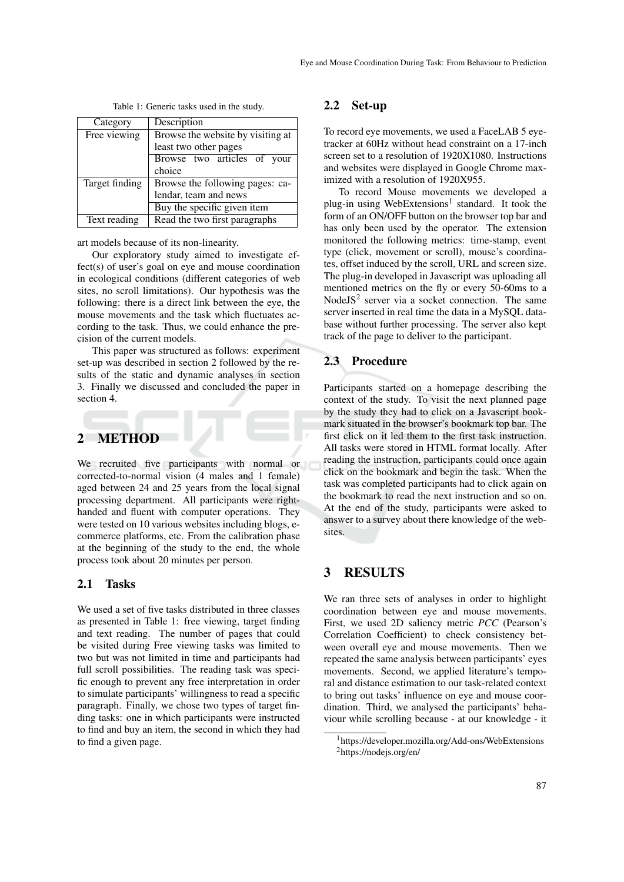Table 1: Generic tasks used in the study.

| Category | Description |
|---|---|
| Free viewing | Browse the website by visiting at least two other pages |
| | Browse two articles of your choice |
| Target finding | Browse the following pages: calendar, team and news |
| | Buy the specific given item |
| Text reading | Read the two first paragraphs |

art models because of its non-linearity.

Our exploratory study aimed to investigate effect(s) of user's goal on eye and mouse coordination in ecological conditions (different categories of web sites, no scroll limitations). Our hypothesis was the following: there is a direct link between the eye, the mouse movements and the task which fluctuates according to the task. Thus, we could enhance the precision of the current models.

This paper was structured as follows: experiment set-up was described in section 2 followed by the results of the static and dynamic analyses in section 3. Finally we discussed and concluded the paper in section 4.

## 2 METHOD

We recruited five participants with normal or corrected-to-normal vision (4 males and 1 female) aged between 24 and 25 years from the local signal processing department. All participants were right-handed and fluent with computer operations. They were tested on 10 various websites including blogs, e-commerce platforms, etc. From the calibration phase at the beginning of the study to the end, the whole process took about 20 minutes per person.

### 2.1 Tasks

We used a set of five tasks distributed in three classes as presented in Table 1: free viewing, target finding and text reading. The number of pages that could be visited during Free viewing tasks was limited to two but was not limited in time and participants had full scroll possibilities. The reading task was specific enough to prevent any free interpretation in order to simulate participants' willingness to read a specific paragraph. Finally, we chose two types of target finding tasks: one in which participants were instructed to find and buy an item, the second in which they had to find a given page.

### 2.2 Set-up

To record eye movements, we used a FaceLAB 5 eye-tracker at 60Hz without head constraint on a 17-inch screen set to a resolution of 1920X1080. Instructions and websites were displayed in Google Chrome maximized with a resolution of 1920X955.

To record Mouse movements we developed a plug-in using WebExtensions[1] standard. It took the form of an ON/OFF button on the browser top bar and has only been used by the operator. The extension monitored the following metrics: time-stamp, event type (click, movement or scroll), mouse's coordinates, offset induced by the scroll, URL and screen size. The plug-in developed in Javascript was uploading all mentioned metrics on the fly or every 50-60ms to a NodeJS[2] server via a socket connection. The same server inserted in real time the data in a MySQL database without further processing. The server also kept track of the page to deliver to the participant.

### 2.3 Procedure

Participants started on a homepage describing the context of the study. To visit the next planned page by the study they had to click on a Javascript bookmark situated in the browser's bookmark top bar. The first click on it led them to the first task instruction. All tasks were stored in HTML format locally. After reading the instruction, participants could once again click on the bookmark and begin the task. When the task was completed participants had to click again on the bookmark to read the next instruction and so on. At the end of the study, participants were asked to answer to a survey about there knowledge of the websites.

## 3 RESULTS

We ran three sets of analyses in order to highlight coordination between eye and mouse movements. First, we used 2D saliency metric *PCC* (Pearson's Correlation Coefficient) to check consistency between overall eye and mouse movements. Then we repeated the same analysis between participants' eyes movements. Second, we applied literature's temporal and distance estimation to our task-related context to bring out tasks' influence on eye and mouse coordination. Third, we analysed the participants' behaviour while scrolling because - at our knowledge - it

[1] https://developer.mozilla.org/Add-ons/WebExtensions

[2] https://nodejs.org/en/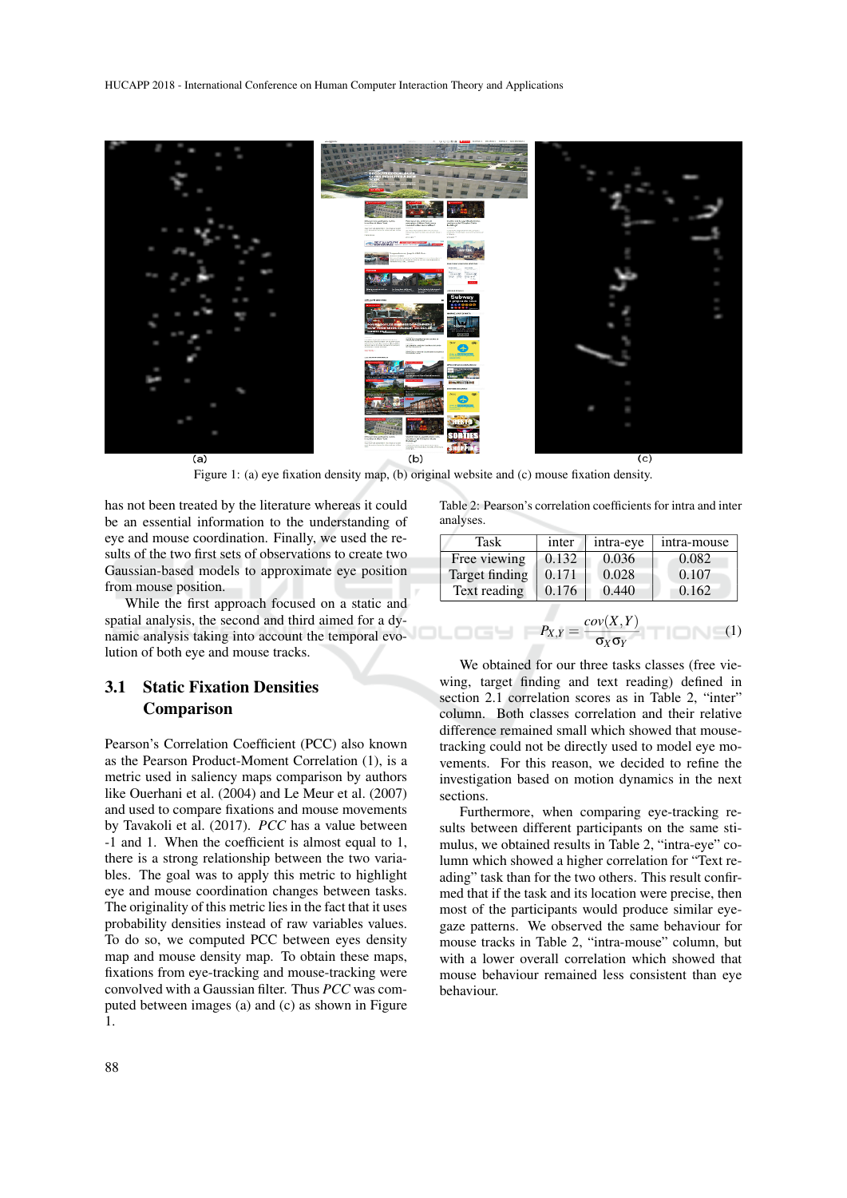Figure 1: (a) eye fixation density map, (b) original website and (c) mouse fixation density.

has not been treated by the literature whereas it could be an essential information to the understanding of eye and mouse coordination. Finally, we used the results of the two first sets of observations to create two Gaussian-based models to approximate eye position from mouse position.

While the first approach focused on a static and spatial analysis, the second and third aimed for a dynamic analysis taking into account the temporal evolution of both eye and mouse tracks.

## 3.1 Static Fixation Densities Comparison

Pearson's Correlation Coefficient (PCC) also known as the Pearson Product-Moment Correlation (1), is a metric used in saliency maps comparison by authors like Ouerhani et al. (2004) and Le Meur et al. (2007) and used to compare fixations and mouse movements by Tavakoli et al. (2017). *PCC* has a value between -1 and 1. When the coefficient is almost equal to 1, there is a strong relationship between the two variables. The goal was to apply this metric to highlight eye and mouse coordination changes between tasks. The originality of this metric lies in the fact that it uses probability densities instead of raw variables values. To do so, we computed PCC between eyes density map and mouse density map. To obtain these maps, fixations from eye-tracking and mouse-tracking were convolved with a Gaussian filter. Thus *PCC* was computed between images (a) and (c) as shown in Figure 1.

Table 2: Pearson's correlation coefficients for intra and inter analyses.

| Task | inter | intra-eye | intra-mouse |
|---|---|---|---|
| Free viewing | 0.132 | 0.036 | 0.082 |
| Target finding | 0.171 | 0.028 | 0.107 |
| Text reading | 0.176 | 0.440 | 0.162 |

$$P_{X,Y} = \frac{cov(X,Y)}{\sigma_X \sigma_Y} \quad (1)$$

We obtained for our three tasks classes (free viewing, target finding and text reading) defined in section 2.1 correlation scores as in Table 2, "inter" column. Both classes correlation and their relative difference remained small which showed that mouse-tracking could not be directly used to model eye movements. For this reason, we decided to refine the investigation based on motion dynamics in the next sections.

Furthermore, when comparing eye-tracking results between different participants on the same stimulus, we obtained results in Table 2, "intra-eye" column which showed a higher correlation for "Text reading" task than for the two others. This result confirmed that if the task and its location were precise, then most of the participants would produce similar eye-gaze patterns. We observed the same behaviour for mouse tracks in Table 2, "intra-mouse" column, but with a lower overall correlation which showed that mouse behaviour remained less consistent than eye behaviour.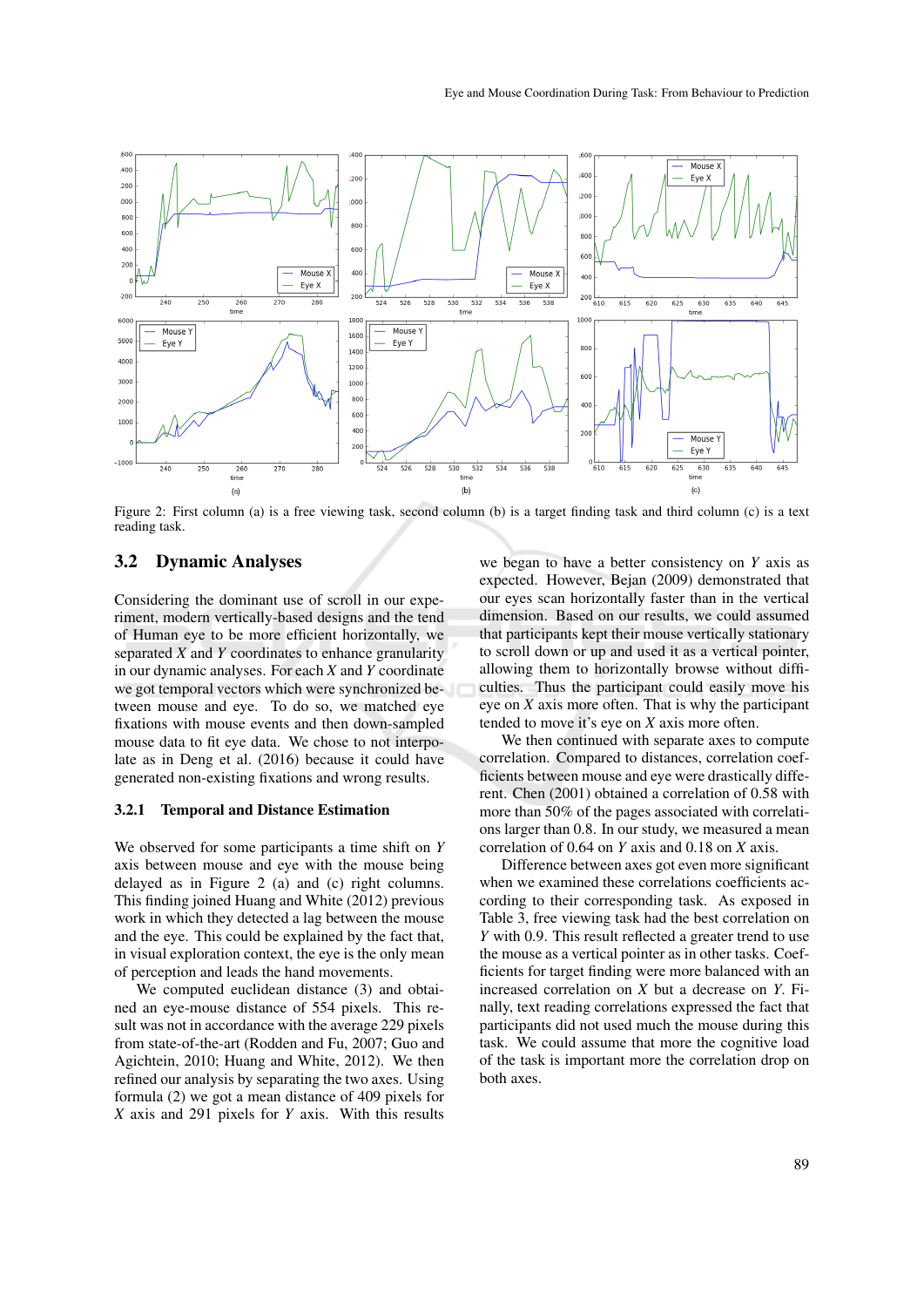Figure 2: First column (a) is a free viewing task, second column (b) is a target finding task and third column (c) is a text reading task.

## 3.2 Dynamic Analyses

Considering the dominant use of scroll in our experiment, modern vertically-based designs and the tend of Human eye to be more efficient horizontally, we separated $X$ and $Y$ coordinates to enhance granularity in our dynamic analyses. For each $X$ and $Y$ coordinate we got temporal vectors which were synchronized between mouse and eye. To do so, we matched eye fixations with mouse events and then down-sampled mouse data to fit eye data. We chose to not interpolate as in Deng et al. (2016) because it could have generated non-existing fixations and wrong results.

### 3.2.1 Temporal and Distance Estimation

We observed for some participants a time shift on $Y$ axis between mouse and eye with the mouse being delayed as in Figure 2 (a) and (c) right columns. This finding joined Huang and White (2012) previous work in which they detected a lag between the mouse and the eye. This could be explained by the fact that, in visual exploration context, the eye is the only mean of perception and leads the hand movements.

We computed euclidean distance (3) and obtained an eye-mouse distance of 554 pixels. This result was not in accordance with the average 229 pixels from state-of-the-art (Rodden and Fu, 2007; Guo and Agichtein, 2010; Huang and White, 2012). We then refined our analysis by separating the two axes. Using formula (2) we got a mean distance of 409 pixels for $X$ axis and 291 pixels for $Y$ axis. With this results we began to have a better consistency on $Y$ axis as expected. However, Bejan (2009) demonstrated that our eyes scan horizontally faster than in the vertical dimension. Based on our results, we could assumed that participants kept their mouse vertically stationary to scroll down or up and used it as a vertical pointer, allowing them to horizontally browse without difficulties. Thus the participant could easily move his eye on $X$ axis more often. That is why the participant tended to move it's eye on $X$ axis more often.

We then continued with separate axes to compute correlation. Compared to distances, correlation coefficients between mouse and eye were drastically different. Chen (2001) obtained a correlation of 0.58 with more than 50% of the pages associated with correlations larger than 0.8. In our study, we measured a mean correlation of 0.64 on $Y$ axis and 0.18 on $X$ axis.

Difference between axes got even more significant when we examined these correlations coefficients according to their corresponding task. As exposed in Table 3, free viewing task had the best correlation on $Y$ with 0.9. This result reflected a greater trend to use the mouse as a vertical pointer as in other tasks. Coefficients for target finding were more balanced with an increased correlation on $X$ but a decrease on $Y$. Finally, text reading correlations expressed the fact that participants did not used much the mouse during this task. We could assume that more the cognitive load of the task is important more the correlation drop on both axes.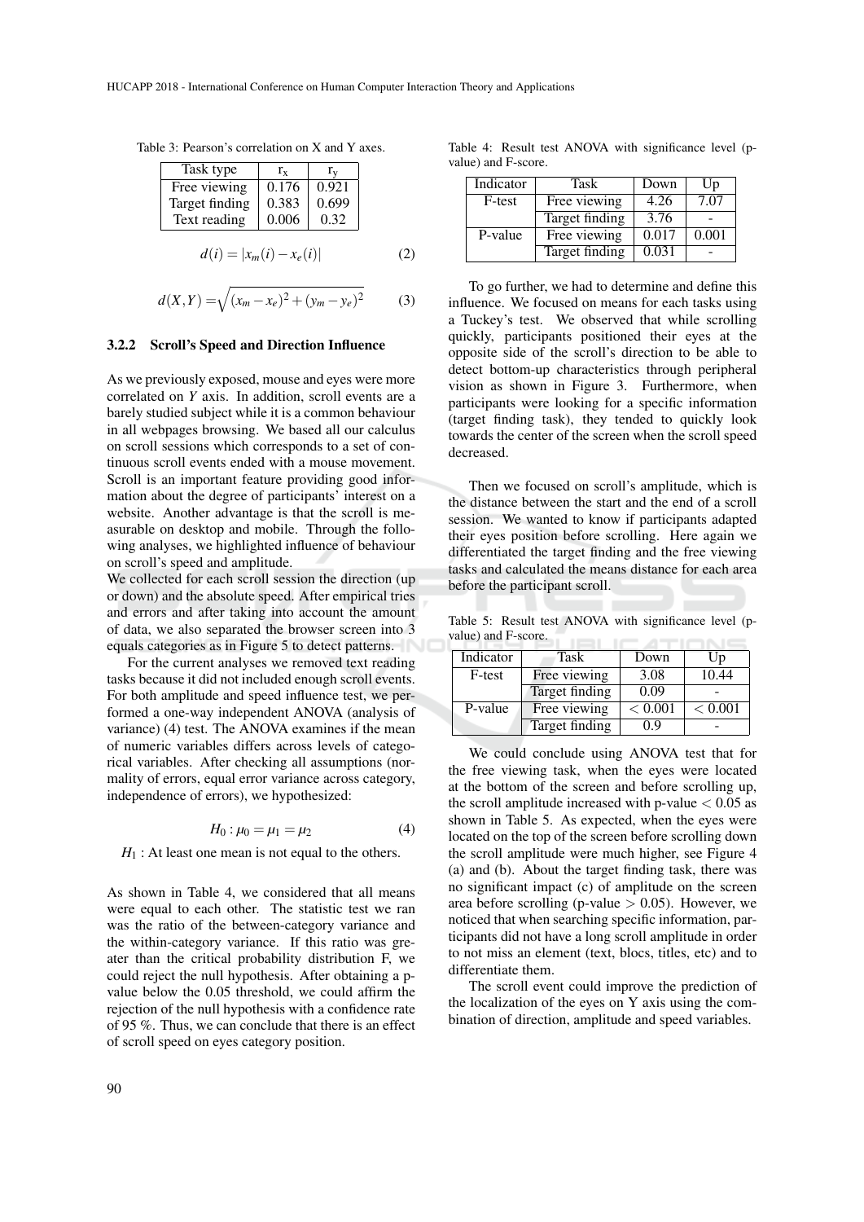Table 3: Pearson's correlation on X and Y axes.

| Task type | $r_x$ | $r_y$ |
|---|---|---|
| Free viewing | 0.176 | 0.921 |
| Target finding | 0.383 | 0.699 |
| Text reading | 0.006 | 0.32 |

$$d(i) = |x_m(i) - x_e(i)| \tag{2}$$

$$d(X,Y) = \sqrt{(x_m - x_e)^2 + (y_m - y_e)^2} \tag{3}$$

### 3.2.2 Scroll's Speed and Direction Influence

As we previously exposed, mouse and eyes were more correlated on *Y* axis. In addition, scroll events are a barely studied subject while it is a common behaviour in all webpages browsing. We based all our calculus on scroll sessions which corresponds to a set of continuous scroll events ended with a mouse movement. Scroll is an important feature providing good information about the degree of participants' interest on a website. Another advantage is that the scroll is measurable on desktop and mobile. Through the following analyses, we highlighted influence of behaviour on scroll's speed and amplitude.

We collected for each scroll session the direction (up or down) and the absolute speed. After empirical tries and errors and after taking into account the amount of data, we also separated the browser screen into 3 equals categories as in Figure 5 to detect patterns.

For the current analyses we removed text reading tasks because it did not include enough scroll events. For both amplitude and speed influence test, we performed a one-way independent ANOVA (analysis of variance) (4) test. The ANOVA examines if the mean of numeric variables differs across levels of categorical variables. After checking all assumptions (normality of errors, equal error variance across category, independence of errors), we hypothesized:

$$H_0 : \mu_0 = \mu_1 = \mu_2 \tag{4}$$

$H_1$ : At least one mean is not equal to the others.

As shown in Table 4, we considered that all means were equal to each other. The statistic test we ran was the ratio of the between-category variance and the within-category variance. If this ratio was greater than the critical probability distribution F, we could reject the null hypothesis. After obtaining a p-value below the 0.05 threshold, we could affirm the rejection of the null hypothesis with a confidence rate of 95 %. Thus, we can conclude that there is an effect of scroll speed on eyes category position.

Table 4: Result test ANOVA with significance level (p-value) and F-score.

| Indicator | Task | Down | Up |
|---|---|---|---|
| F-test | Free viewing | 4.26 | 7.07 |
| | Target finding | 3.76 | - |
| P-value | Free viewing | 0.017 | 0.001 |
| | Target finding | 0.031 | - |

To go further, we had to determine and define this influence. We focused on means for each tasks using a Tuckey's test. We observed that while scrolling quickly, participants positioned their eyes at the opposite side of the scroll's direction to be able to detect bottom-up characteristics through peripheral vision as shown in Figure 3. Furthermore, when participants were looking for a specific information (target finding task), they tended to quickly look towards the center of the screen when the scroll speed decreased.

Then we focused on scroll's amplitude, which is the distance between the start and the end of a scroll session. We wanted to know if participants adapted their eyes position before scrolling. Here again we differentiated the target finding and the free viewing tasks and calculated the means distance for each area before the participant scroll.

Table 5: Result test ANOVA with significance level (p-value) and F-score.

| Indicator | Task | Down | Up |
|---|---|---|---|
| F-test | Free viewing | 3.08 | 10.44 |
| | Target finding | 0.09 | - |
| P-value | Free viewing | $< 0.001$ | $< 0.001$ |
| | Target finding | 0.9 | - |

We could conclude using ANOVA test that for the free viewing task, when the eyes were located at the bottom of the screen and before scrolling up, the scroll amplitude increased with p-value $< 0.05$ as shown in Table 5. As expected, when the eyes were located on the top of the screen before scrolling down the scroll amplitude were much higher, see Figure 4 (a) and (b). About the target finding task, there was no significant impact (c) of amplitude on the screen area before scrolling (p-value $> 0.05$). However, we noticed that when searching specific information, participants did not have a long scroll amplitude in order to not miss an element (text, blocs, titles, etc) and to differentiate them.

The scroll event could improve the prediction of the localization of the eyes on Y axis using the combination of direction, amplitude and speed variables.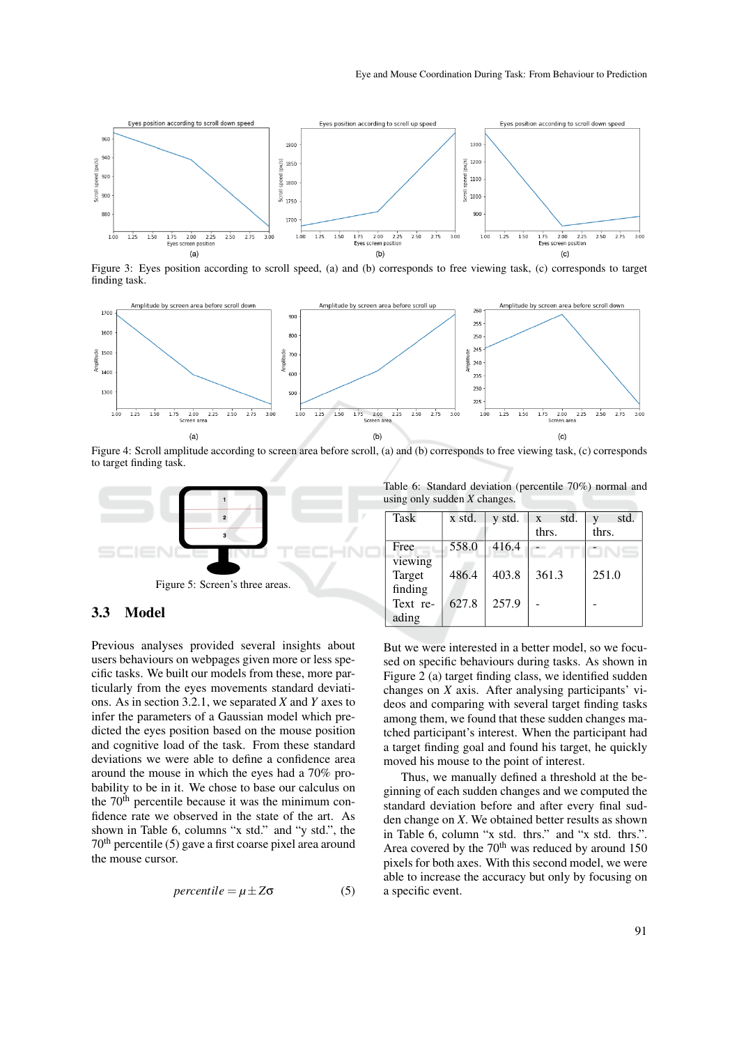Figure 3: Eyes position according to scroll speed, (a) and (b) corresponds to free viewing task, (c) corresponds to target finding task.

Figure 4: Scroll amplitude according to screen area before scroll, (a) and (b) corresponds to free viewing task, (c) corresponds to target finding task.

Figure 5: Screen's three areas.

## 3.3 Model

Previous analyses provided several insights about users behaviours on webpages given more or less specific tasks. We built our models from these, more particularly from the eyes movements standard deviations. As in section 3.2.1, we separated $X$ and $Y$ axes to infer the parameters of a Gaussian model which predicted the eyes position based on the mouse position and cognitive load of the task. From these standard deviations we were able to define a confidence area around the mouse in which the eyes had a 70% probability to be in it. We chose to base our calculus on the 70$^{th}$ percentile because it was the minimum confidence rate we observed in the state of the art. As shown in Table 6, columns "x std." and "y std.", the 70$^{th}$ percentile (5) gave a first coarse pixel area around the mouse cursor.

$$percentile = \mu \pm Z\sigma \tag{5}$$

Table 6: Standard deviation (percentile 70%) normal and using only sudden $X$ changes.

| Task | x std. | y std. | x std. thrs. | y std. thrs. |
|---|---|---|---|---|
| Free viewing | 558.0 | 416.4 | - | - |
| Target finding | 486.4 | 403.8 | 361.3 | 251.0 |
| Text reading | 627.8 | 257.9 | - | - |

But we were interested in a better model, so we focused on specific behaviours during tasks. As shown in Figure 2 (a) target finding class, we identified sudden changes on $X$ axis. After analysing participants' videos and comparing with several target finding tasks among them, we found that these sudden changes matched participant's interest. When the participant had a target finding goal and found his target, he quickly moved his mouse to the point of interest.

Thus, we manually defined a threshold at the beginning of each sudden changes and we computed the standard deviation before and after every final sudden change on $X$. We obtained better results as shown in Table 6, column "x std. thrs." and "x std. thrs.". Area covered by the 70$^{th}$ was reduced by around 150 pixels for both axes. With this second model, we were able to increase the accuracy but only by focusing on a specific event.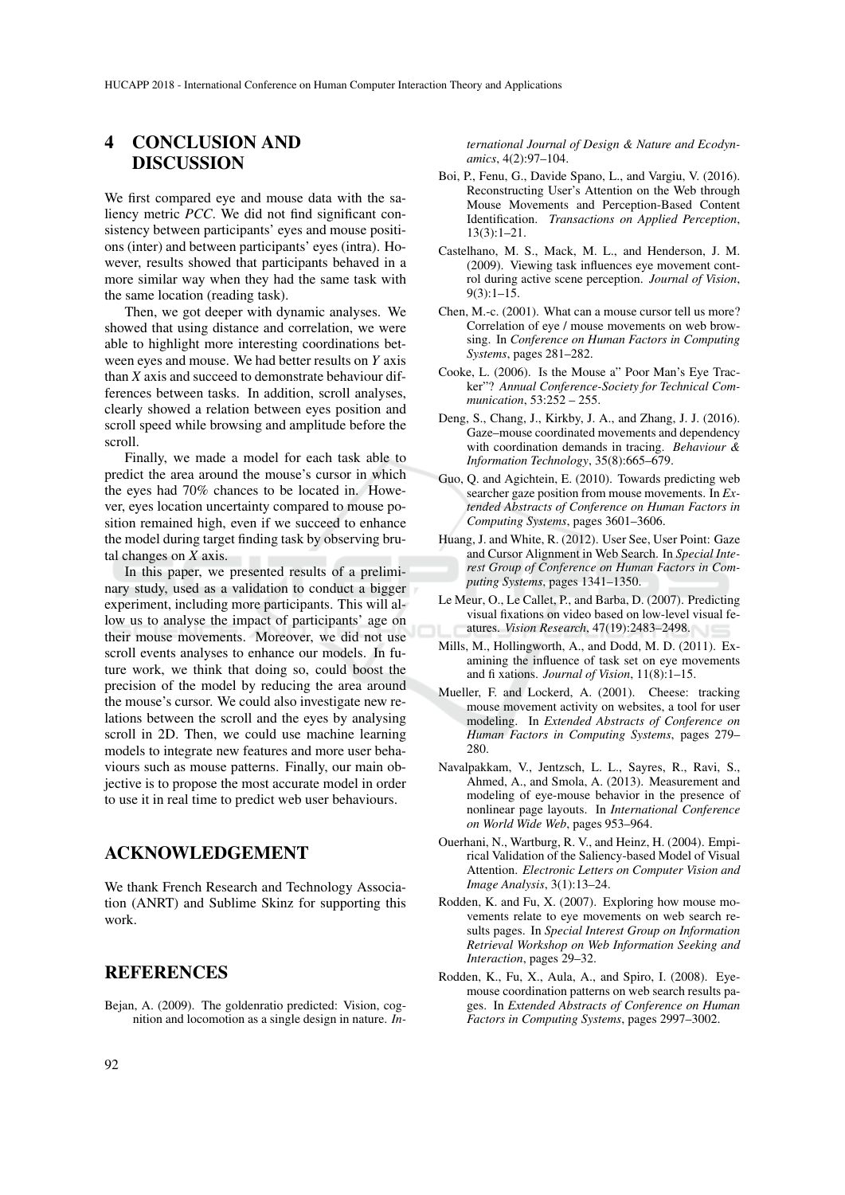## 4 CONCLUSION AND DISCUSSION

We first compared eye and mouse data with the saliency metric *PCC*. We did not find significant consistency between participants' eyes and mouse positions (inter) and between participants' eyes (intra). However, results showed that participants behaved in a more similar way when they had the same task with the same location (reading task).

Then, we got deeper with dynamic analyses. We showed that using distance and correlation, we were able to highlight more interesting coordinations between eyes and mouse. We had better results on *Y* axis than *X* axis and succeed to demonstrate behaviour differences between tasks. In addition, scroll analyses, clearly showed a relation between eyes position and scroll speed while browsing and amplitude before the scroll.

Finally, we made a model for each task able to predict the area around the mouse's cursor in which the eyes had 70% chances to be located in. However, eyes location uncertainty compared to mouse position remained high, even if we succeed to enhance the model during target finding task by observing brutal changes on *X* axis.

In this paper, we presented results of a preliminary study, used as a validation to conduct a bigger experiment, including more participants. This will allow us to analyse the impact of participants' age on their mouse movements. Moreover, we did not use scroll events analyses to enhance our models. In future work, we think that doing so, could boost the precision of the model by reducing the area around the mouse's cursor. We could also investigate new relations between the scroll and the eyes by analysing scroll in 2D. Then, we could use machine learning models to integrate new features and more user behaviours such as mouse patterns. Finally, our main objective is to propose the most accurate model in order to use it in real time to predict web user behaviours.

## ACKNOWLEDGEMENT

We thank French Research and Technology Association (ANRT) and Sublime Skinz for supporting this work.

## REFERENCES

Bejan, A. (2009). The goldenratio predicted: Vision, cognition and locomotion as a single design in nature. *International Journal of Design & Nature and Ecodynamics*, 4(2):97–104.

Boi, P., Fenu, G., Davide Spano, L., and Vargiu, V. (2016). Reconstructing User's Attention on the Web through Mouse Movements and Perception-Based Content Identification. *Transactions on Applied Perception*, 13(3):1–21.

Castelhano, M. S., Mack, M. L., and Henderson, J. M. (2009). Viewing task influences eye movement control during active scene perception. *Journal of Vision*, 9(3):1–15.

Chen, M.-c. (2001). What can a mouse cursor tell us more? Correlation of eye / mouse movements on web browsing. In *Conference on Human Factors in Computing Systems*, pages 281–282.

Cooke, L. (2006). Is the Mouse a" Poor Man's Eye Tracker"? *Annual Conference-Society for Technical Communication*, 53:252 – 255.

Deng, S., Chang, J., Kirkby, J. A., and Zhang, J. J. (2016). Gaze–mouse coordinated movements and dependency with coordination demands in tracing. *Behaviour & Information Technology*, 35(8):665–679.

Guo, Q. and Agichtein, E. (2010). Towards predicting web searcher gaze position from mouse movements. In *Extended Abstracts of Conference on Human Factors in Computing Systems*, pages 3601–3606.

Huang, J. and White, R. (2012). User See, User Point: Gaze and Cursor Alignment in Web Search. In *Special Interest Group of Conference on Human Factors in Computing Systems*, pages 1341–1350.

Le Meur, O., Le Callet, P., and Barba, D. (2007). Predicting visual fixations on video based on low-level visual features. *Vision Research*, 47(19):2483–2498.

Mills, M., Hollingworth, A., and Dodd, M. D. (2011). Examining the influence of task set on eye movements and fi xations. *Journal of Vision*, 11(8):1–15.

Mueller, F. and Lockerd, A. (2001). Cheese: tracking mouse movement activity on websites, a tool for user modeling. In *Extended Abstracts of Conference on Human Factors in Computing Systems*, pages 279–280.

Navalpakkam, V., Jentzsch, L. L., Sayres, R., Ravi, S., Ahmed, A., and Smola, A. (2013). Measurement and modeling of eye-mouse behavior in the presence of nonlinear page layouts. In *International Conference on World Wide Web*, pages 953–964.

Ouerhani, N., Wartburg, R. V., and Heinz, H. (2004). Empirical Validation of the Saliency-based Model of Visual Attention. *Electronic Letters on Computer Vision and Image Analysis*, 3(1):13–24.

Rodden, K. and Fu, X. (2007). Exploring how mouse movements relate to eye movements on web search results pages. In *Special Interest Group on Information Retrieval Workshop on Web Information Seeking and Interaction*, pages 29–32.

Rodden, K., Fu, X., Aula, A., and Spiro, I. (2008). Eye-mouse coordination patterns on web search results pages. In *Extended Abstracts of Conference on Human Factors in Computing Systems*, pages 2997–3002.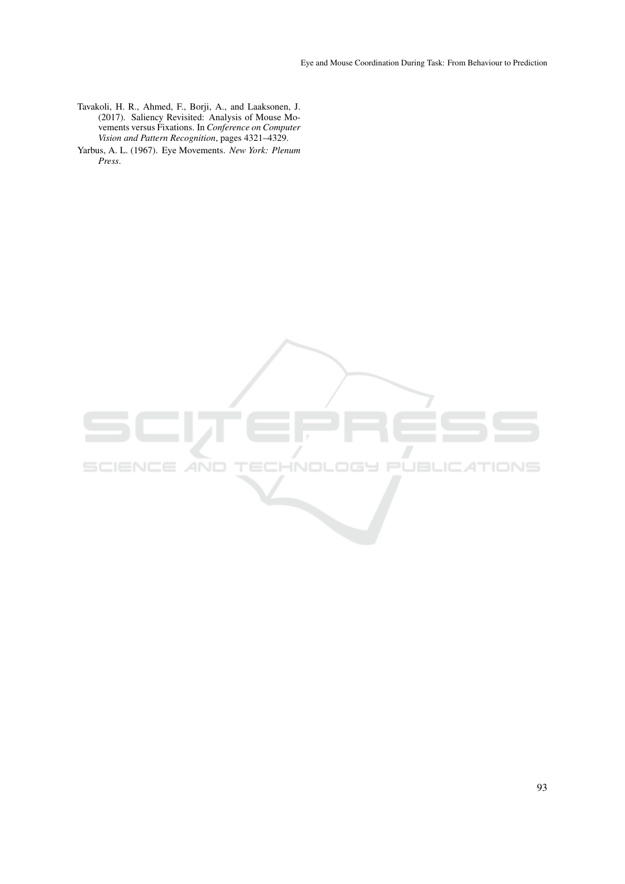Tavakoli, H. R., Ahmed, F., Borji, A., and Laaksonen, J. (2017). Saliency Revisited: Analysis of Mouse Movements versus Fixations. In *Conference on Computer Vision and Pattern Recognition*, pages 4321–4329.

Yarbus, A. L. (1967). Eye Movements. *New York: Plenum Press*.